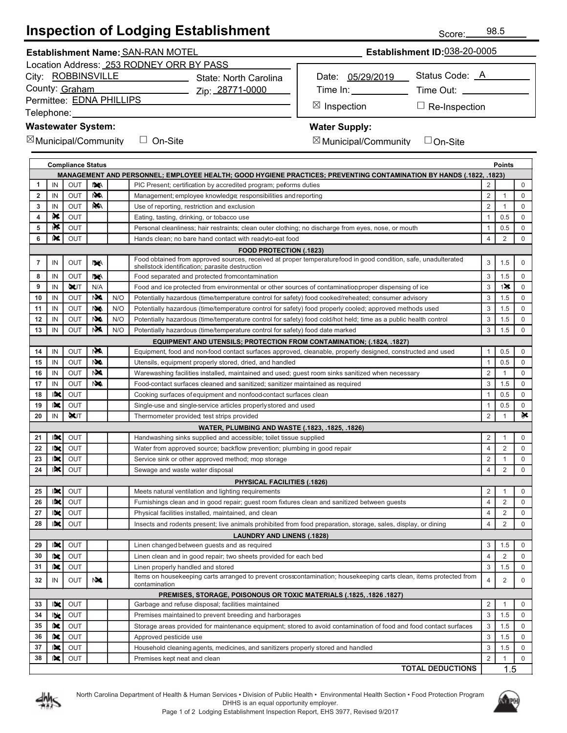# Inspection of Lodging Establishment

Score: 98.5

**Establishment Name:** SAN-RAN MOTEL

**Establishment ID:** 038-20-0005

Location Address: 253 RODNEY ORR BY PASS

City: ROBBINSVILLE

State: North Carolina

County: Graham

Zip: 28771-0000

Permittee: EDNA PHILLIPS

Telephone:

Date: 05/29/2019

Status Code: A

Time In:

Time Out:

☒ Inspection ☐ Re-Inspection

**Wastewater System:** ☒ Municipal/Community ☐ On-Site

**Water Supply:** ☒ Municipal/Community ☐ On-Site

| # | Compliance Status | | | | Item | Points | | |
|---|---|---|---|---|---|---|---|---|
| | **MANAGEMENT AND PERSONNEL; EMPLOYEE HEALTH; GOOD HYGIENE PRACTICES; PREVENTING CONTAMINATION BY HANDS (.1822, .1823)** | | | | | | | |
| 1 | IN | OUT | ☒N/A | | PIC Present; certification by accredited program; peforms duties | 2 | | 0 |
| 2 | IN | OUT | ☒N/A | | Management; employee knowledge; responsibilities and reporting | 2 | 1 | 0 |
| 3 | IN | OUT | ☒N/A | | Use of reporting, restriction and exclusion | 2 | 1 | 0 |
| 4 | ☒IN | OUT | | | Eating, tasting, drinking, or tobacco use | 1 | 0.5 | 0 |
| 5 | ☒IN | OUT | | | Personal cleanliness; hair restraints; clean outer clothing; no discharge from eyes, nose, or mouth | 1 | 0.5 | 0 |
| 6 | ☒IN | OUT | | | Hands clean; no bare hand contact with readyto-eat food | 4 | 2 | 0 |
| | **FOOD PROTECTION (.1823)** | | | | | | | |
| 7 | IN | OUT | ☒N/A | | Food obtained from approved sources, received at proper temperature food in good condition, safe, unadulterated shellstock identification; parasite destruction | 3 | 1.5 | 0 |
| 8 | IN | OUT | ☒N/A | | Food separated and protected fromcontamination | 3 | 1.5 | 0 |
| 9 | IN | ☒OUT | N/A | | Food and ice protected from environmental or other sources of contamination proper dispensing of ice | 3 | ☒1 | 0 |
| 10 | IN | OUT | ☒N/A | N/O | Potentially hazardous (time/temperature control for safety) food cooked/reheated; consumer advisory | 3 | 1.5 | 0 |
| 11 | IN | OUT | ☒N/A | N/O | Potentially hazardous (time/temperature control for safety) food properly cooled; approved methods used | 3 | 1.5 | 0 |
| 12 | IN | OUT | ☒N/A | N/O | Potentially hazardous (time/temperature control for safety) food cold/hot held; time as a public health control | 3 | 1.5 | 0 |
| 13 | IN | OUT | ☒N/A | N/O | Potentially hazardous (time/temperature control for safety) food date marked | 3 | 1.5 | 0 |
| | **EQUIPMENT AND UTENSILS; PROTECTION FROM CONTAMINATION; (.1824, .1827)** | | | | | | | |
| 14 | IN | OUT | ☒N/A | | Equipment, food and non-food contact surfaces approved, cleanable, properly designed, constructed and used | 1 | 0.5 | 0 |
| 15 | IN | OUT | ☒N/A | | Utensils, equipment properly stored, dried, and handled | 1 | 0.5 | 0 |
| 16 | IN | OUT | ☒N/A | | Warewashing facilities installed, maintained and used; guest room sinks sanitized when necessary | 2 | 1 | 0 |
| 17 | IN | OUT | ☒N/A | | Food-contact surfaces cleaned and sanitized; sanitizer maintained as required | 3 | 1.5 | 0 |
| 18 | ☒IN | OUT | | | Cooking surfaces of equipment and nonfood-contact surfaces clean | 1 | 0.5 | 0 |
| 19 | ☒IN | OUT | | | Single-use and single-service articles properly stored and used | 1 | 0.5 | 0 |
| 20 | IN | ☒OUT | | | Thermometer provided; test strips provided | 2 | 1 | ☒0 |
| | **WATER, PLUMBING AND WASTE (.1823, .1825, .1826)** | | | | | | | |
| 21 | ☒IN | OUT | | | Handwashing sinks supplied and accessible; toilet tissue supplied | 2 | 1 | 0 |
| 22 | ☒IN | OUT | | | Water from approved source; backflow prevention; plumbing in good repair | 4 | 2 | 0 |
| 23 | ☒IN | OUT | | | Service sink or other approved method; mop storage | 2 | 1 | 0 |
| 24 | ☒IN | OUT | | | Sewage and waste water disposal | 4 | 2 | 0 |
| | **PHYSICAL FACILITIES (.1826)** | | | | | | | |
| 25 | ☒IN | OUT | | | Meets natural ventilation and lighting requirements | 2 | 1 | 0 |
| 26 | ☒IN | OUT | | | Furnishings clean and in good repair; guest room fixtures clean and sanitized between guests | 4 | 2 | 0 |
| 27 | ☒IN | OUT | | | Physical facilities installed, maintained, and clean | 4 | 2 | 0 |
| 28 | ☒IN | OUT | | | Insects and rodents present; live animals prohibited from food preparation, storage, sales, display, or dining | 4 | 2 | 0 |
| | **LAUNDRY AND LINENS (.1828)** | | | | | | | |
| 29 | ☒IN | OUT | | | Linen changed between guests and as required | 3 | 1.5 | 0 |
| 30 | ☒IN | OUT | | | Linen clean and in good repair; two sheets provided for each bed | 4 | 2 | 0 |
| 31 | ☒IN | OUT | | | Linen properly handled and stored | 3 | 1.5 | 0 |
| 32 | IN | OUT | ☒N/A | | Items on housekeeping carts arranged to prevent crosscontamination; housekeeping carts clean, items protected from contamination | 4 | 2 | 0 |
| | **PREMISES, STORAGE, POISONOUS OR TOXIC MATERIALS (.1825, .1826 .1827)** | | | | | | | |
| 33 | ☒IN | OUT | | | Garbage and refuse disposal; facilities maintained | 2 | 1 | 0 |
| 34 | ☒IN | OUT | | | Premises maintained to prevent breeding and harborages | 3 | 1.5 | 0 |
| 35 | ☒IN | OUT | | | Storage areas provided for maintenance equipment; stored to avoid contamination of food and food contact surfaces | 3 | 1.5 | 0 |
| 36 | ☒IN | OUT | | | Approved pesticide use | 3 | 1.5 | 0 |
| 37 | ☒IN | OUT | | | Household cleaning agents, medicines, and sanitizers properly stored and handled | 3 | 1.5 | 0 |
| 38 | ☒IN | OUT | | | Premises kept neat and clean | 2 | 1 | 0 |
| | | | | | **TOTAL DEDUCTIONS** | 1.5 | | |

North Carolina Department of Health & Human Services • Division of Public Health • Environmental Health Section • Food Protection Program
DHHS is an equal opportunity employer.
Lodging Establishment Inspection Report, EHS 3977, Revised 9/2017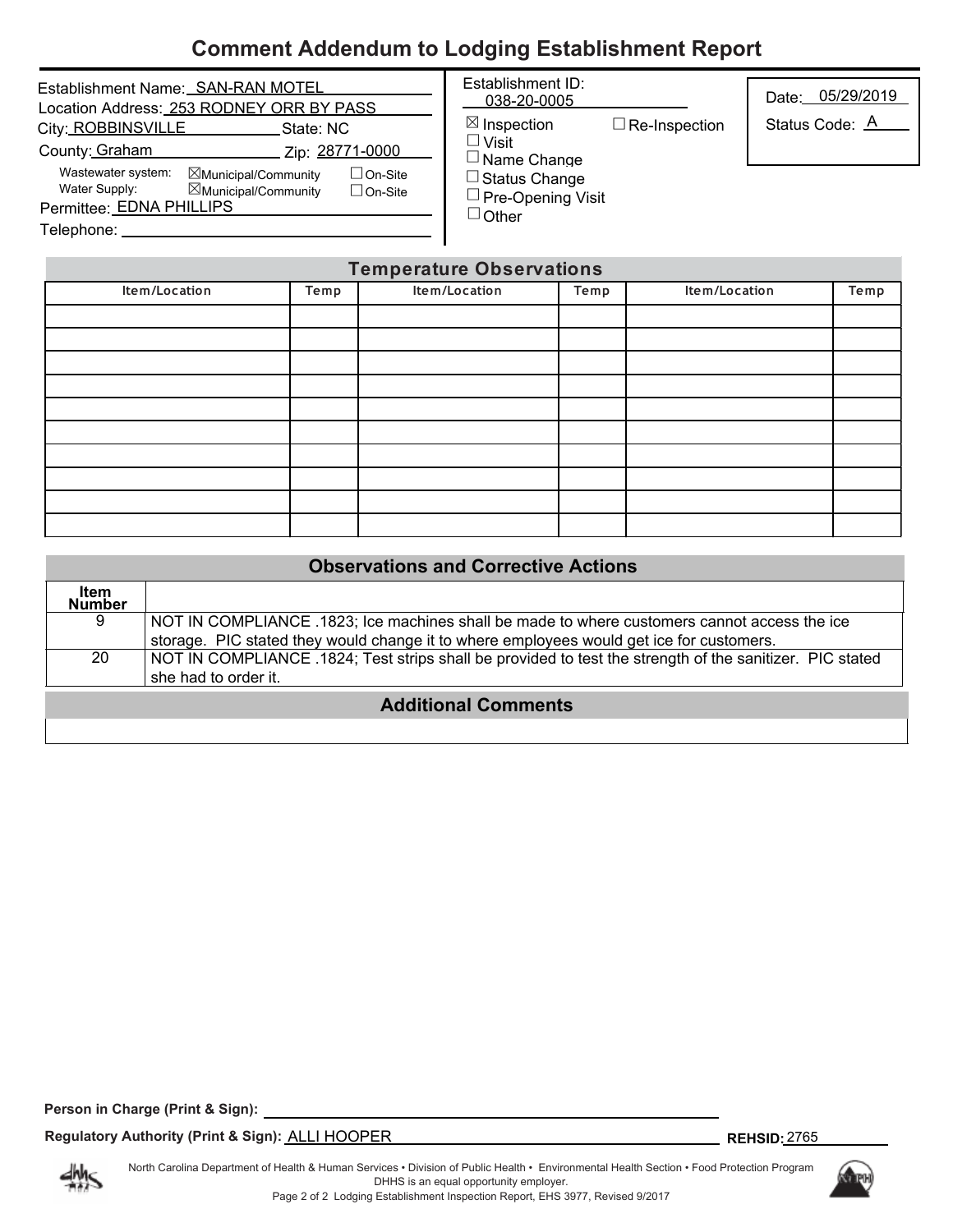# Comment Addendum to Lodging Establishment Report

Establishment Name: SAN-RAN MOTEL
Location Address: 253 RODNEY ORR BY PASS
City: ROBBINSVILLE State: NC
County: Graham Zip: 28771-0000
Wastewater system: ☒ Municipal/Community ☐ On-Site
Water Supply: ☒ Municipal/Community ☐ On-Site
Permittee: EDNA PHILLIPS
Telephone:

Establishment ID: 038-20-0005
☒ Inspection ☐ Re-Inspection
☐ Visit
☐ Name Change
☐ Status Change
☐ Pre-Opening Visit
☐ Other

Date: 05/29/2019
Status Code: A

## Temperature Observations

| Item/Location | Temp | Item/Location | Temp | Item/Location | Temp |
|---|---|---|---|---|---|
| | | | | | |
| | | | | | |
| | | | | | |
| | | | | | |
| | | | | | |
| | | | | | |
| | | | | | |
| | | | | | |
| | | | | | |
| | | | | | |

## Observations and Corrective Actions

| Item Number | |
|---|---|
| 9 | NOT IN COMPLIANCE .1823; Ice machines shall be made to where customers cannot access the ice storage. PIC stated they would change it to where employees would get ice for customers. |
| 20 | NOT IN COMPLIANCE .1824; Test strips shall be provided to test the strength of the sanitizer. PIC stated she had to order it. |

## Additional Comments

**Person in Charge (Print & Sign):**

**Regulatory Authority (Print & Sign):** ALLI HOOPER **REHSID:** 2765

North Carolina Department of Health & Human Services • Division of Public Health • Environmental Health Section • Food Protection Program
DHHS is an equal opportunity employer.
Lodging Establishment Inspection Report, EHS 3977, Revised 9/2017